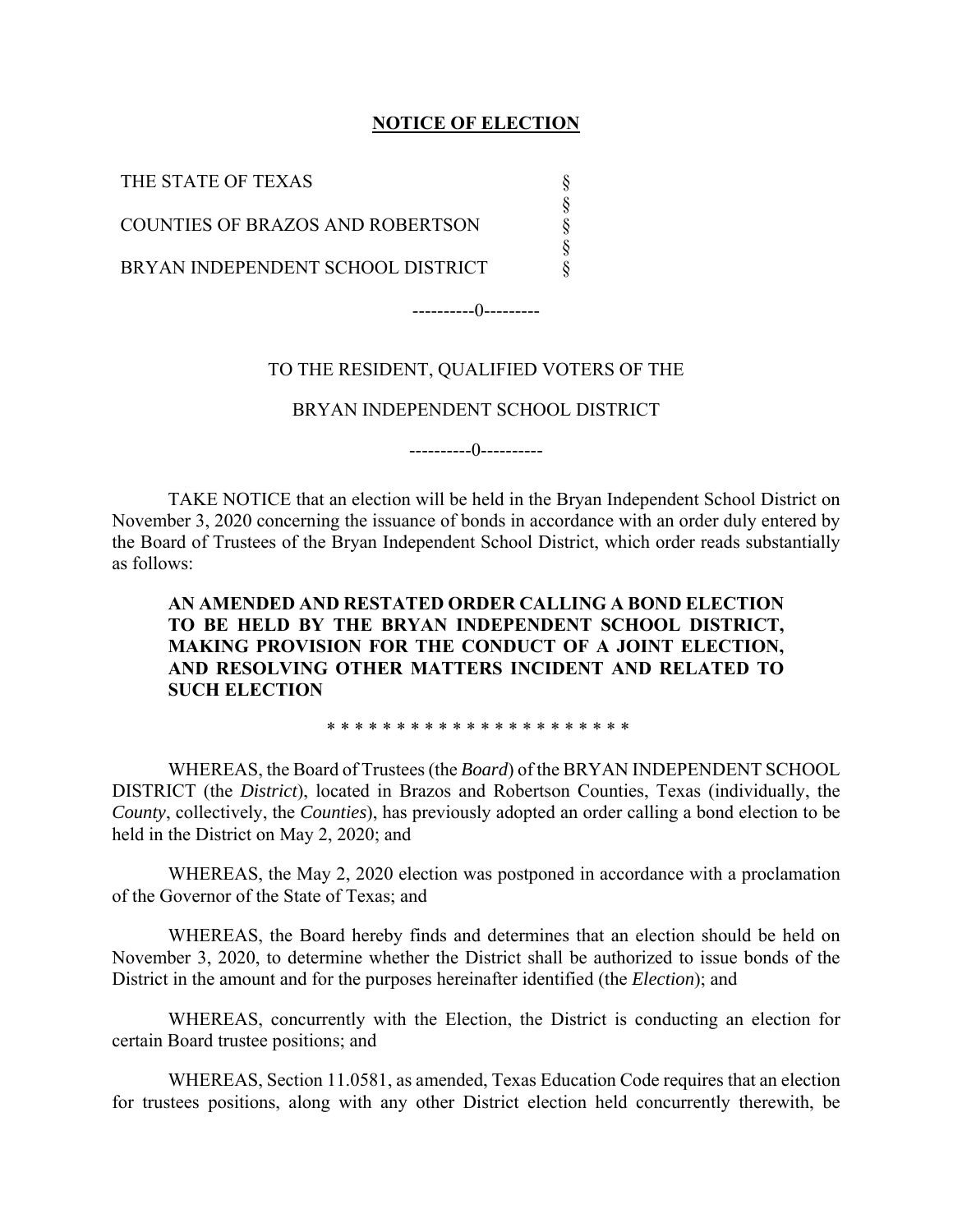# NOTICE OF ELECTION

THE STATE OF TEXAS §
§
COUNTIES OF BRAZOS AND ROBERTSON §
§
BRYAN INDEPENDENT SCHOOL DISTRICT §

----------0---------

TO THE RESIDENT, QUALIFIED VOTERS OF THE

BRYAN INDEPENDENT SCHOOL DISTRICT

----------0----------

TAKE NOTICE that an election will be held in the Bryan Independent School District on November 3, 2020 concerning the issuance of bonds in accordance with an order duly entered by the Board of Trustees of the Bryan Independent School District, which order reads substantially as follows:

**AN AMENDED AND RESTATED ORDER CALLING A BOND ELECTION TO BE HELD BY THE BRYAN INDEPENDENT SCHOOL DISTRICT, MAKING PROVISION FOR THE CONDUCT OF A JOINT ELECTION, AND RESOLVING OTHER MATTERS INCIDENT AND RELATED TO SUCH ELECTION**

* * * * * * * * * * * * * * * * * * * * * *

WHEREAS, the Board of Trustees (the *Board*) of the BRYAN INDEPENDENT SCHOOL DISTRICT (the *District*), located in Brazos and Robertson Counties, Texas (individually, the *County*, collectively, the *Counties*), has previously adopted an order calling a bond election to be held in the District on May 2, 2020; and

WHEREAS, the May 2, 2020 election was postponed in accordance with a proclamation of the Governor of the State of Texas; and

WHEREAS, the Board hereby finds and determines that an election should be held on November 3, 2020, to determine whether the District shall be authorized to issue bonds of the District in the amount and for the purposes hereinafter identified (the *Election*); and

WHEREAS, concurrently with the Election, the District is conducting an election for certain Board trustee positions; and

WHEREAS, Section 11.0581, as amended, Texas Education Code requires that an election for trustees positions, along with any other District election held concurrently therewith, be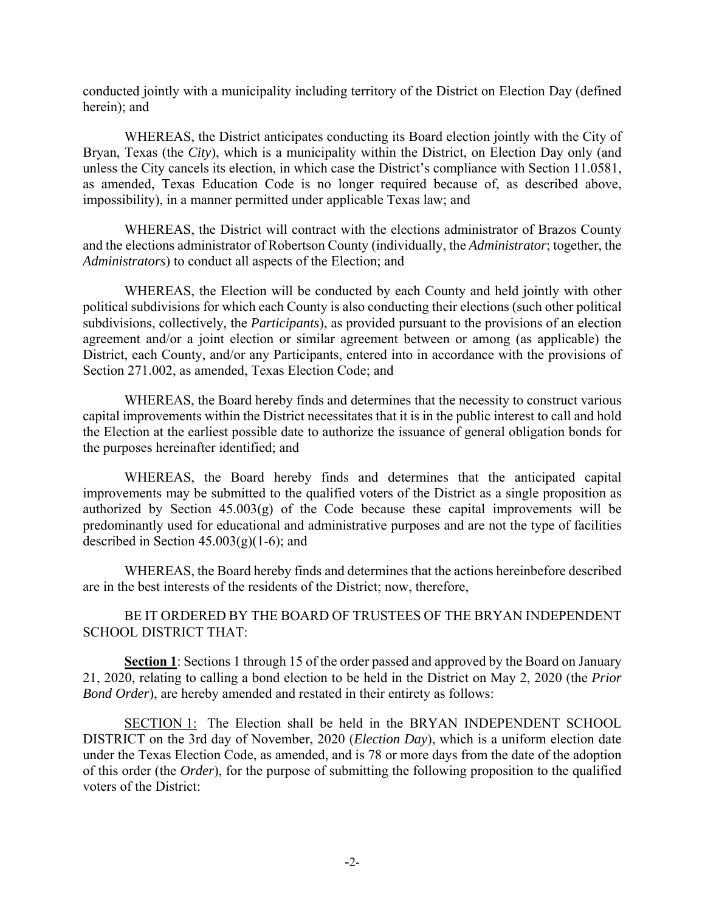conducted jointly with a municipality including territory of the District on Election Day (defined herein); and

WHEREAS, the District anticipates conducting its Board election jointly with the City of Bryan, Texas (the *City*), which is a municipality within the District, on Election Day only (and unless the City cancels its election, in which case the District's compliance with Section 11.0581, as amended, Texas Education Code is no longer required because of, as described above, impossibility), in a manner permitted under applicable Texas law; and

WHEREAS, the District will contract with the elections administrator of Brazos County and the elections administrator of Robertson County (individually, the *Administrator*; together, the *Administrators*) to conduct all aspects of the Election; and

WHEREAS, the Election will be conducted by each County and held jointly with other political subdivisions for which each County is also conducting their elections (such other political subdivisions, collectively, the *Participants*), as provided pursuant to the provisions of an election agreement and/or a joint election or similar agreement between or among (as applicable) the District, each County, and/or any Participants, entered into in accordance with the provisions of Section 271.002, as amended, Texas Election Code; and

WHEREAS, the Board hereby finds and determines that the necessity to construct various capital improvements within the District necessitates that it is in the public interest to call and hold the Election at the earliest possible date to authorize the issuance of general obligation bonds for the purposes hereinafter identified; and

WHEREAS, the Board hereby finds and determines that the anticipated capital improvements may be submitted to the qualified voters of the District as a single proposition as authorized by Section 45.003(g) of the Code because these capital improvements will be predominantly used for educational and administrative purposes and are not the type of facilities described in Section 45.003(g)(1-6); and

WHEREAS, the Board hereby finds and determines that the actions hereinbefore described are in the best interests of the residents of the District; now, therefore,

BE IT ORDERED BY THE BOARD OF TRUSTEES OF THE BRYAN INDEPENDENT SCHOOL DISTRICT THAT:

**Section 1**: Sections 1 through 15 of the order passed and approved by the Board on January 21, 2020, relating to calling a bond election to be held in the District on May 2, 2020 (the *Prior Bond Order*), are hereby amended and restated in their entirety as follows:

SECTION 1: The Election shall be held in the BRYAN INDEPENDENT SCHOOL DISTRICT on the 3rd day of November, 2020 (*Election Day*), which is a uniform election date under the Texas Election Code, as amended, and is 78 or more days from the date of the adoption of this order (the *Order*), for the purpose of submitting the following proposition to the qualified voters of the District: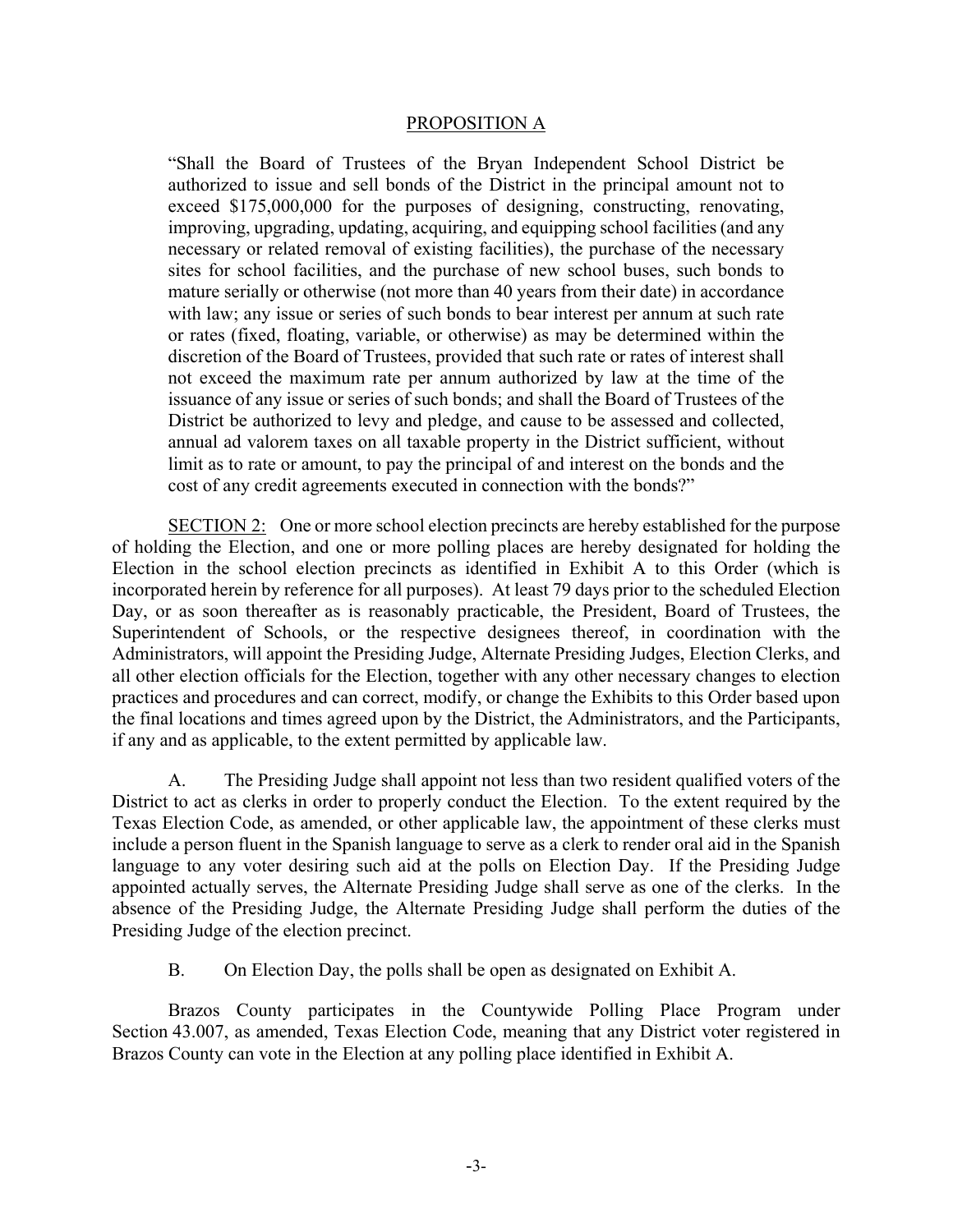<u>PROPOSITION A</u>

> "Shall the Board of Trustees of the Bryan Independent School District be authorized to issue and sell bonds of the District in the principal amount not to exceed $175,000,000 for the purposes of designing, constructing, renovating, improving, upgrading, updating, acquiring, and equipping school facilities (and any necessary or related removal of existing facilities), the purchase of the necessary sites for school facilities, and the purchase of new school buses, such bonds to mature serially or otherwise (not more than 40 years from their date) in accordance with law; any issue or series of such bonds to bear interest per annum at such rate or rates (fixed, floating, variable, or otherwise) as may be determined within the discretion of the Board of Trustees, provided that such rate or rates of interest shall not exceed the maximum rate per annum authorized by law at the time of the issuance of any issue or series of such bonds; and shall the Board of Trustees of the District be authorized to levy and pledge, and cause to be assessed and collected, annual ad valorem taxes on all taxable property in the District sufficient, without limit as to rate or amount, to pay the principal of and interest on the bonds and the cost of any credit agreements executed in connection with the bonds?"

<u>SECTION 2:</u> One or more school election precincts are hereby established for the purpose of holding the Election, and one or more polling places are hereby designated for holding the Election in the school election precincts as identified in Exhibit A to this Order (which is incorporated herein by reference for all purposes). At least 79 days prior to the scheduled Election Day, or as soon thereafter as is reasonably practicable, the President, Board of Trustees, the Superintendent of Schools, or the respective designees thereof, in coordination with the Administrators, will appoint the Presiding Judge, Alternate Presiding Judges, Election Clerks, and all other election officials for the Election, together with any other necessary changes to election practices and procedures and can correct, modify, or change the Exhibits to this Order based upon the final locations and times agreed upon by the District, the Administrators, and the Participants, if any and as applicable, to the extent permitted by applicable law.

A. The Presiding Judge shall appoint not less than two resident qualified voters of the District to act as clerks in order to properly conduct the Election. To the extent required by the Texas Election Code, as amended, or other applicable law, the appointment of these clerks must include a person fluent in the Spanish language to serve as a clerk to render oral aid in the Spanish language to any voter desiring such aid at the polls on Election Day. If the Presiding Judge appointed actually serves, the Alternate Presiding Judge shall serve as one of the clerks. In the absence of the Presiding Judge, the Alternate Presiding Judge shall perform the duties of the Presiding Judge of the election precinct.

B. On Election Day, the polls shall be open as designated on Exhibit A.

Brazos County participates in the Countywide Polling Place Program under Section 43.007, as amended, Texas Election Code, meaning that any District voter registered in Brazos County can vote in the Election at any polling place identified in Exhibit A.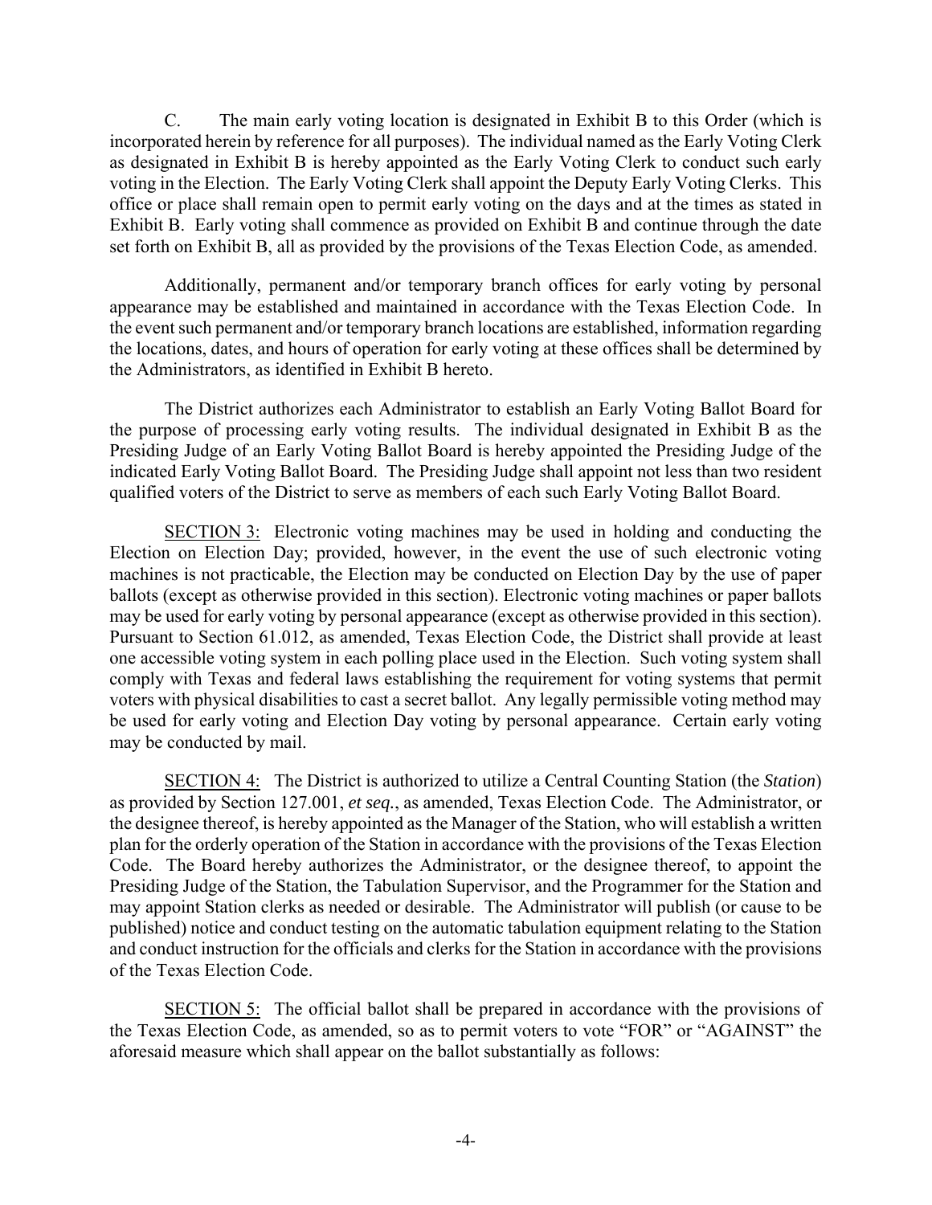C. The main early voting location is designated in Exhibit B to this Order (which is incorporated herein by reference for all purposes). The individual named as the Early Voting Clerk as designated in Exhibit B is hereby appointed as the Early Voting Clerk to conduct such early voting in the Election. The Early Voting Clerk shall appoint the Deputy Early Voting Clerks. This office or place shall remain open to permit early voting on the days and at the times as stated in Exhibit B. Early voting shall commence as provided on Exhibit B and continue through the date set forth on Exhibit B, all as provided by the provisions of the Texas Election Code, as amended.

Additionally, permanent and/or temporary branch offices for early voting by personal appearance may be established and maintained in accordance with the Texas Election Code. In the event such permanent and/or temporary branch locations are established, information regarding the locations, dates, and hours of operation for early voting at these offices shall be determined by the Administrators, as identified in Exhibit B hereto.

The District authorizes each Administrator to establish an Early Voting Ballot Board for the purpose of processing early voting results. The individual designated in Exhibit B as the Presiding Judge of an Early Voting Ballot Board is hereby appointed the Presiding Judge of the indicated Early Voting Ballot Board. The Presiding Judge shall appoint not less than two resident qualified voters of the District to serve as members of each such Early Voting Ballot Board.

<u>SECTION 3:</u> Electronic voting machines may be used in holding and conducting the Election on Election Day; provided, however, in the event the use of such electronic voting machines is not practicable, the Election may be conducted on Election Day by the use of paper ballots (except as otherwise provided in this section). Electronic voting machines or paper ballots may be used for early voting by personal appearance (except as otherwise provided in this section). Pursuant to Section 61.012, as amended, Texas Election Code, the District shall provide at least one accessible voting system in each polling place used in the Election. Such voting system shall comply with Texas and federal laws establishing the requirement for voting systems that permit voters with physical disabilities to cast a secret ballot. Any legally permissible voting method may be used for early voting and Election Day voting by personal appearance. Certain early voting may be conducted by mail.

<u>SECTION 4:</u> The District is authorized to utilize a Central Counting Station (the *Station*) as provided by Section 127.001, *et seq.*, as amended, Texas Election Code. The Administrator, or the designee thereof, is hereby appointed as the Manager of the Station, who will establish a written plan for the orderly operation of the Station in accordance with the provisions of the Texas Election Code. The Board hereby authorizes the Administrator, or the designee thereof, to appoint the Presiding Judge of the Station, the Tabulation Supervisor, and the Programmer for the Station and may appoint Station clerks as needed or desirable. The Administrator will publish (or cause to be published) notice and conduct testing on the automatic tabulation equipment relating to the Station and conduct instruction for the officials and clerks for the Station in accordance with the provisions of the Texas Election Code.

<u>SECTION 5:</u> The official ballot shall be prepared in accordance with the provisions of the Texas Election Code, as amended, so as to permit voters to vote "FOR" or "AGAINST" the aforesaid measure which shall appear on the ballot substantially as follows: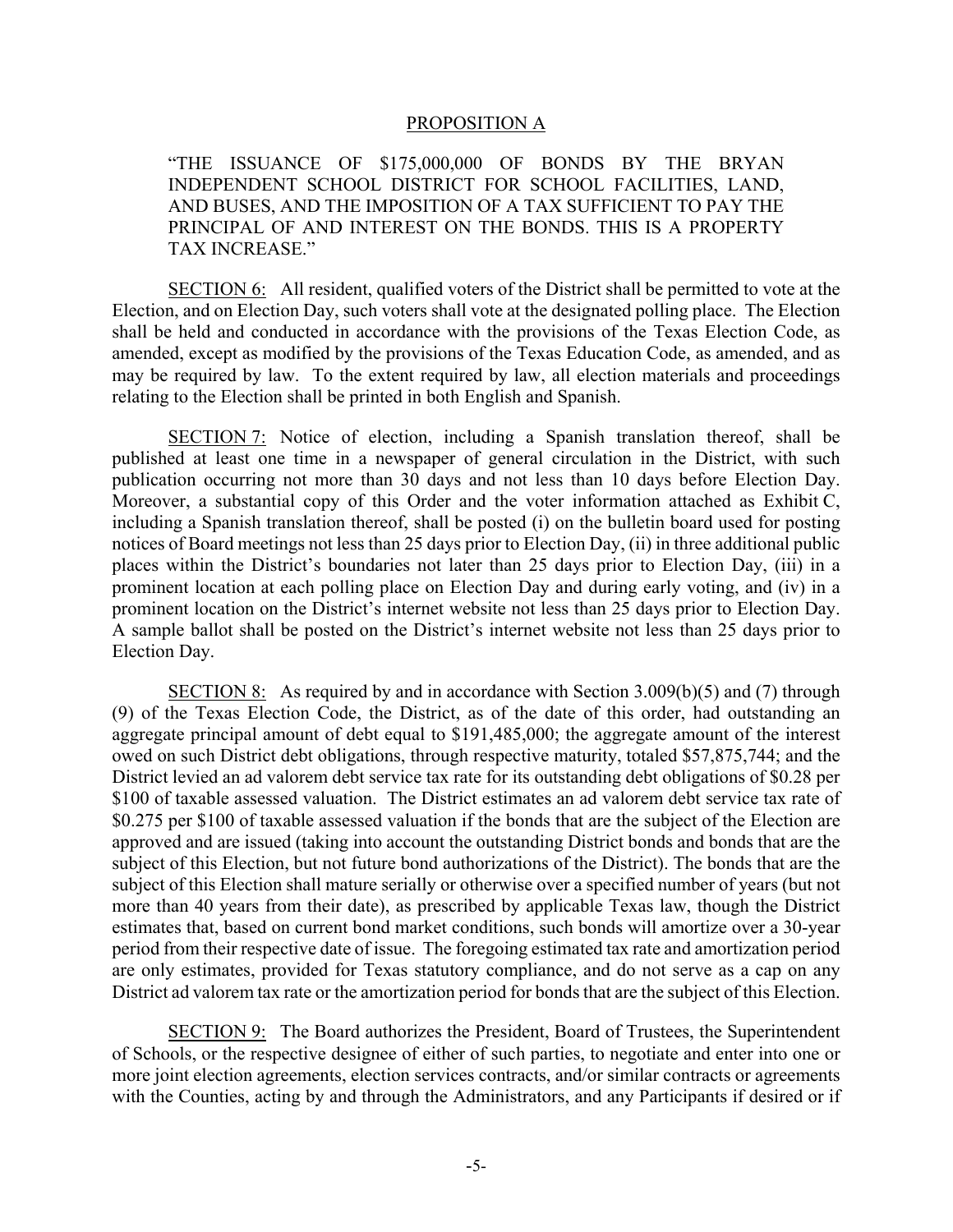PROPOSITION A

"THE ISSUANCE OF $175,000,000 OF BONDS BY THE BRYAN INDEPENDENT SCHOOL DISTRICT FOR SCHOOL FACILITIES, LAND, AND BUSES, AND THE IMPOSITION OF A TAX SUFFICIENT TO PAY THE PRINCIPAL OF AND INTEREST ON THE BONDS. THIS IS A PROPERTY TAX INCREASE."

SECTION 6: All resident, qualified voters of the District shall be permitted to vote at the Election, and on Election Day, such voters shall vote at the designated polling place. The Election shall be held and conducted in accordance with the provisions of the Texas Election Code, as amended, except as modified by the provisions of the Texas Education Code, as amended, and as may be required by law. To the extent required by law, all election materials and proceedings relating to the Election shall be printed in both English and Spanish.

SECTION 7: Notice of election, including a Spanish translation thereof, shall be published at least one time in a newspaper of general circulation in the District, with such publication occurring not more than 30 days and not less than 10 days before Election Day. Moreover, a substantial copy of this Order and the voter information attached as Exhibit C, including a Spanish translation thereof, shall be posted (i) on the bulletin board used for posting notices of Board meetings not less than 25 days prior to Election Day, (ii) in three additional public places within the District's boundaries not later than 25 days prior to Election Day, (iii) in a prominent location at each polling place on Election Day and during early voting, and (iv) in a prominent location on the District's internet website not less than 25 days prior to Election Day. A sample ballot shall be posted on the District's internet website not less than 25 days prior to Election Day.

SECTION 8: As required by and in accordance with Section 3.009(b)(5) and (7) through (9) of the Texas Election Code, the District, as of the date of this order, had outstanding an aggregate principal amount of debt equal to $191,485,000; the aggregate amount of the interest owed on such District debt obligations, through respective maturity, totaled $57,875,744; and the District levied an ad valorem debt service tax rate for its outstanding debt obligations of $0.28 per $100 of taxable assessed valuation. The District estimates an ad valorem debt service tax rate of $0.275 per $100 of taxable assessed valuation if the bonds that are the subject of the Election are approved and are issued (taking into account the outstanding District bonds and bonds that are the subject of this Election, but not future bond authorizations of the District). The bonds that are the subject of this Election shall mature serially or otherwise over a specified number of years (but not more than 40 years from their date), as prescribed by applicable Texas law, though the District estimates that, based on current bond market conditions, such bonds will amortize over a 30-year period from their respective date of issue. The foregoing estimated tax rate and amortization period are only estimates, provided for Texas statutory compliance, and do not serve as a cap on any District ad valorem tax rate or the amortization period for bonds that are the subject of this Election.

SECTION 9: The Board authorizes the President, Board of Trustees, the Superintendent of Schools, or the respective designee of either of such parties, to negotiate and enter into one or more joint election agreements, election services contracts, and/or similar contracts or agreements with the Counties, acting by and through the Administrators, and any Participants if desired or if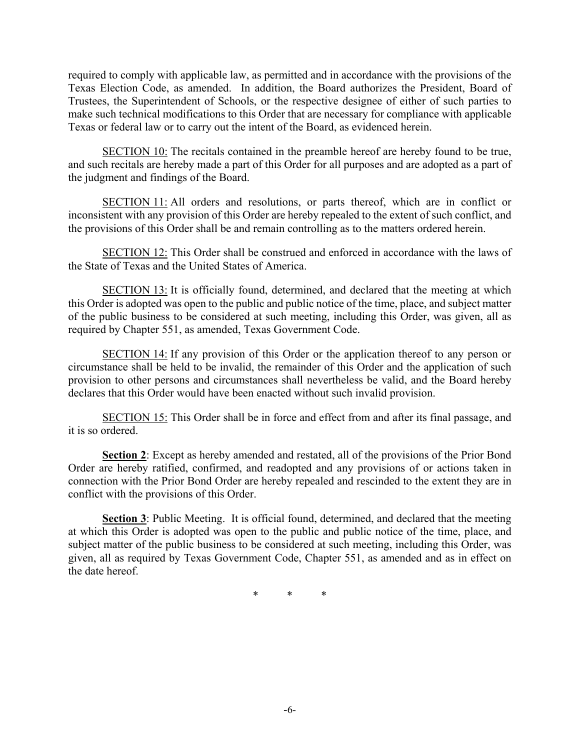required to comply with applicable law, as permitted and in accordance with the provisions of the Texas Election Code, as amended. In addition, the Board authorizes the President, Board of Trustees, the Superintendent of Schools, or the respective designee of either of such parties to make such technical modifications to this Order that are necessary for compliance with applicable Texas or federal law or to carry out the intent of the Board, as evidenced herein.

SECTION 10: The recitals contained in the preamble hereof are hereby found to be true, and such recitals are hereby made a part of this Order for all purposes and are adopted as a part of the judgment and findings of the Board.

SECTION 11: All orders and resolutions, or parts thereof, which are in conflict or inconsistent with any provision of this Order are hereby repealed to the extent of such conflict, and the provisions of this Order shall be and remain controlling as to the matters ordered herein.

SECTION 12: This Order shall be construed and enforced in accordance with the laws of the State of Texas and the United States of America.

SECTION 13: It is officially found, determined, and declared that the meeting at which this Order is adopted was open to the public and public notice of the time, place, and subject matter of the public business to be considered at such meeting, including this Order, was given, all as required by Chapter 551, as amended, Texas Government Code.

SECTION 14: If any provision of this Order or the application thereof to any person or circumstance shall be held to be invalid, the remainder of this Order and the application of such provision to other persons and circumstances shall nevertheless be valid, and the Board hereby declares that this Order would have been enacted without such invalid provision.

SECTION 15: This Order shall be in force and effect from and after its final passage, and it is so ordered.

**Section 2**: Except as hereby amended and restated, all of the provisions of the Prior Bond Order are hereby ratified, confirmed, and readopted and any provisions of or actions taken in connection with the Prior Bond Order are hereby repealed and rescinded to the extent they are in conflict with the provisions of this Order.

**Section 3**: Public Meeting. It is official found, determined, and declared that the meeting at which this Order is adopted was open to the public and public notice of the time, place, and subject matter of the public business to be considered at such meeting, including this Order, was given, all as required by Texas Government Code, Chapter 551, as amended and as in effect on the date hereof.

\* \* \*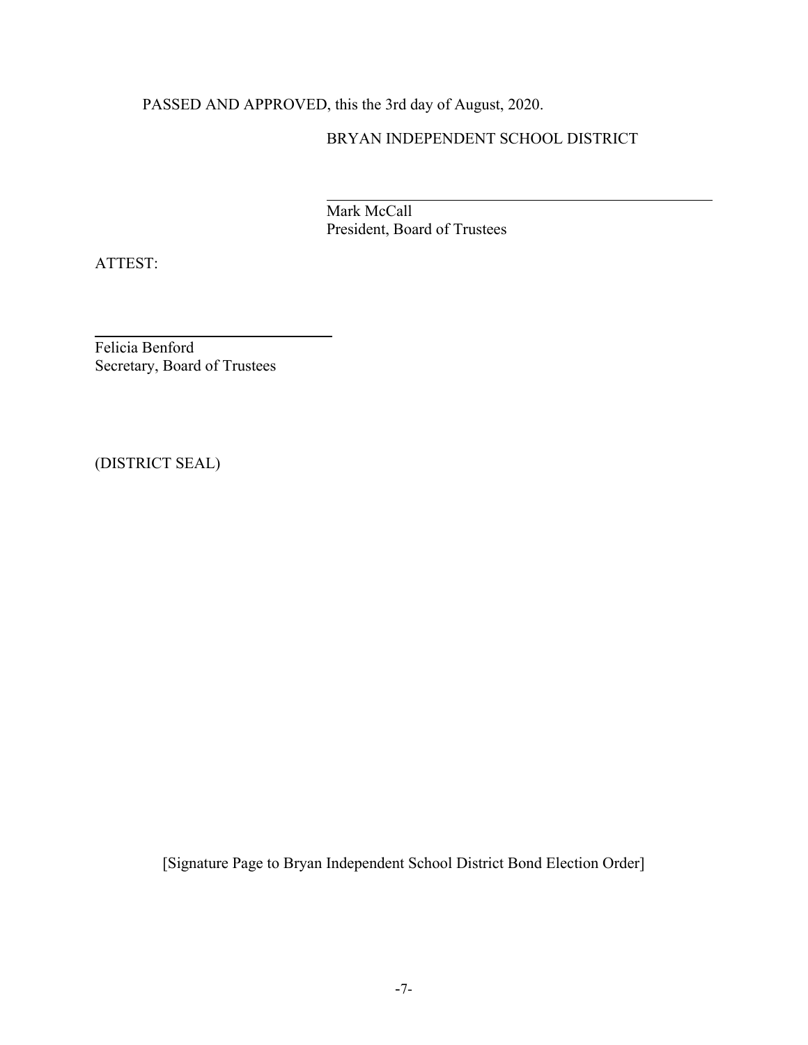PASSED AND APPROVED, this the 3rd day of August, 2020.

BRYAN INDEPENDENT SCHOOL DISTRICT

Mark McCall
President, Board of Trustees

ATTEST:

Felicia Benford
Secretary, Board of Trustees

(DISTRICT SEAL)

[Signature Page to Bryan Independent School District Bond Election Order]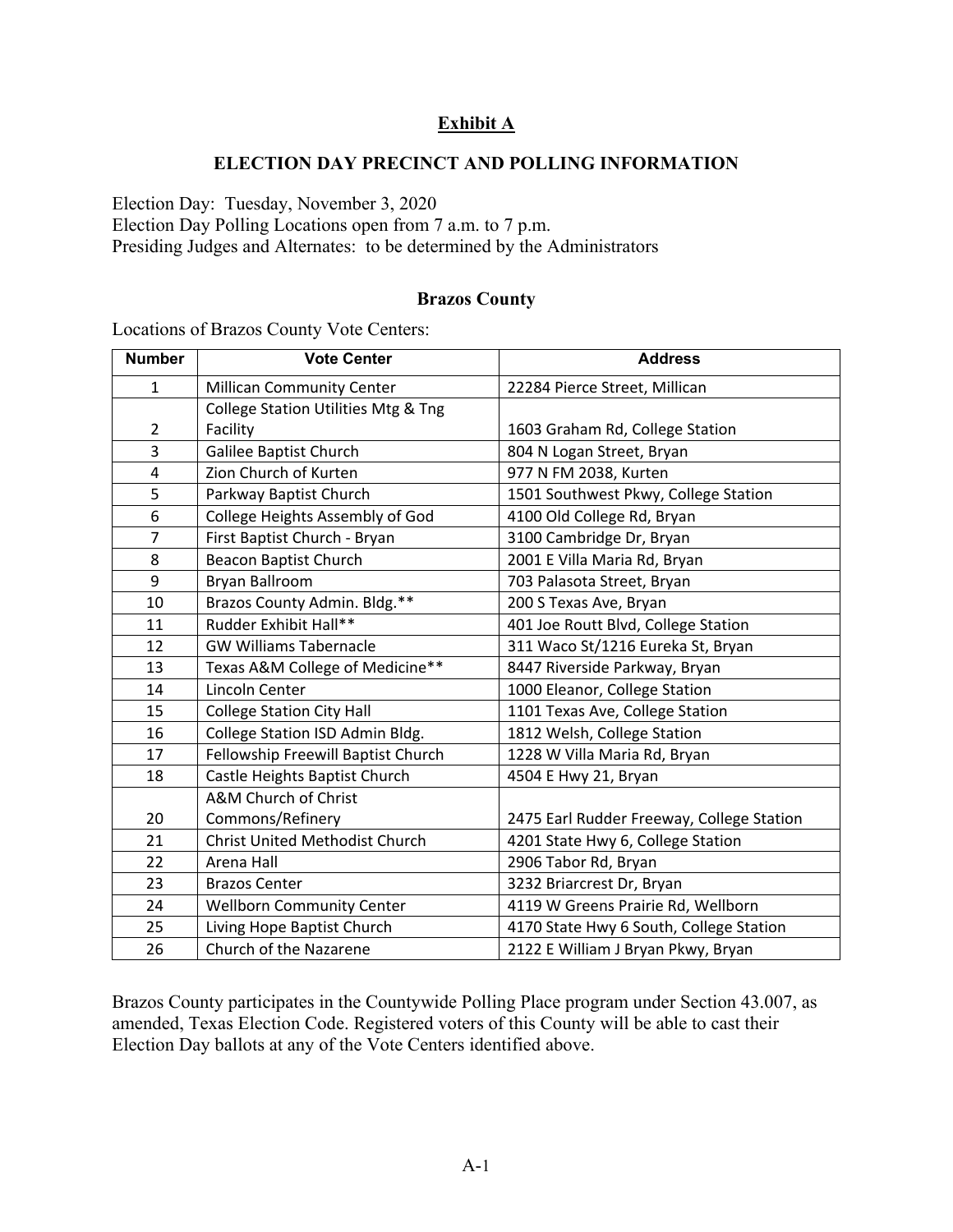# Exhibit A

## ELECTION DAY PRECINCT AND POLLING INFORMATION

Election Day: Tuesday, November 3, 2020
Election Day Polling Locations open from 7 a.m. to 7 p.m.
Presiding Judges and Alternates: to be determined by the Administrators

### Brazos County

Locations of Brazos County Vote Centers:

| Number | Vote Center | Address |
|---|---|---|
| 1 | Millican Community Center | 22284 Pierce Street, Millican |
| 2 | College Station Utilities Mtg & Tng Facility | 1603 Graham Rd, College Station |
| 3 | Galilee Baptist Church | 804 N Logan Street, Bryan |
| 4 | Zion Church of Kurten | 977 N FM 2038, Kurten |
| 5 | Parkway Baptist Church | 1501 Southwest Pkwy, College Station |
| 6 | College Heights Assembly of God | 4100 Old College Rd, Bryan |
| 7 | First Baptist Church - Bryan | 3100 Cambridge Dr, Bryan |
| 8 | Beacon Baptist Church | 2001 E Villa Maria Rd, Bryan |
| 9 | Bryan Ballroom | 703 Palasota Street, Bryan |
| 10 | Brazos County Admin. Bldg.** | 200 S Texas Ave, Bryan |
| 11 | Rudder Exhibit Hall** | 401 Joe Routt Blvd, College Station |
| 12 | GW Williams Tabernacle | 311 Waco St/1216 Eureka St, Bryan |
| 13 | Texas A&M College of Medicine** | 8447 Riverside Parkway, Bryan |
| 14 | Lincoln Center | 1000 Eleanor, College Station |
| 15 | College Station City Hall | 1101 Texas Ave, College Station |
| 16 | College Station ISD Admin Bldg. | 1812 Welsh, College Station |
| 17 | Fellowship Freewill Baptist Church | 1228 W Villa Maria Rd, Bryan |
| 18 | Castle Heights Baptist Church | 4504 E Hwy 21, Bryan |
| 20 | A&M Church of Christ Commons/Refinery | 2475 Earl Rudder Freeway, College Station |
| 21 | Christ United Methodist Church | 4201 State Hwy 6, College Station |
| 22 | Arena Hall | 2906 Tabor Rd, Bryan |
| 23 | Brazos Center | 3232 Briarcrest Dr, Bryan |
| 24 | Wellborn Community Center | 4119 W Greens Prairie Rd, Wellborn |
| 25 | Living Hope Baptist Church | 4170 State Hwy 6 South, College Station |
| 26 | Church of the Nazarene | 2122 E William J Bryan Pkwy, Bryan |

Brazos County participates in the Countywide Polling Place program under Section 43.007, as amended, Texas Election Code. Registered voters of this County will be able to cast their Election Day ballots at any of the Vote Centers identified above.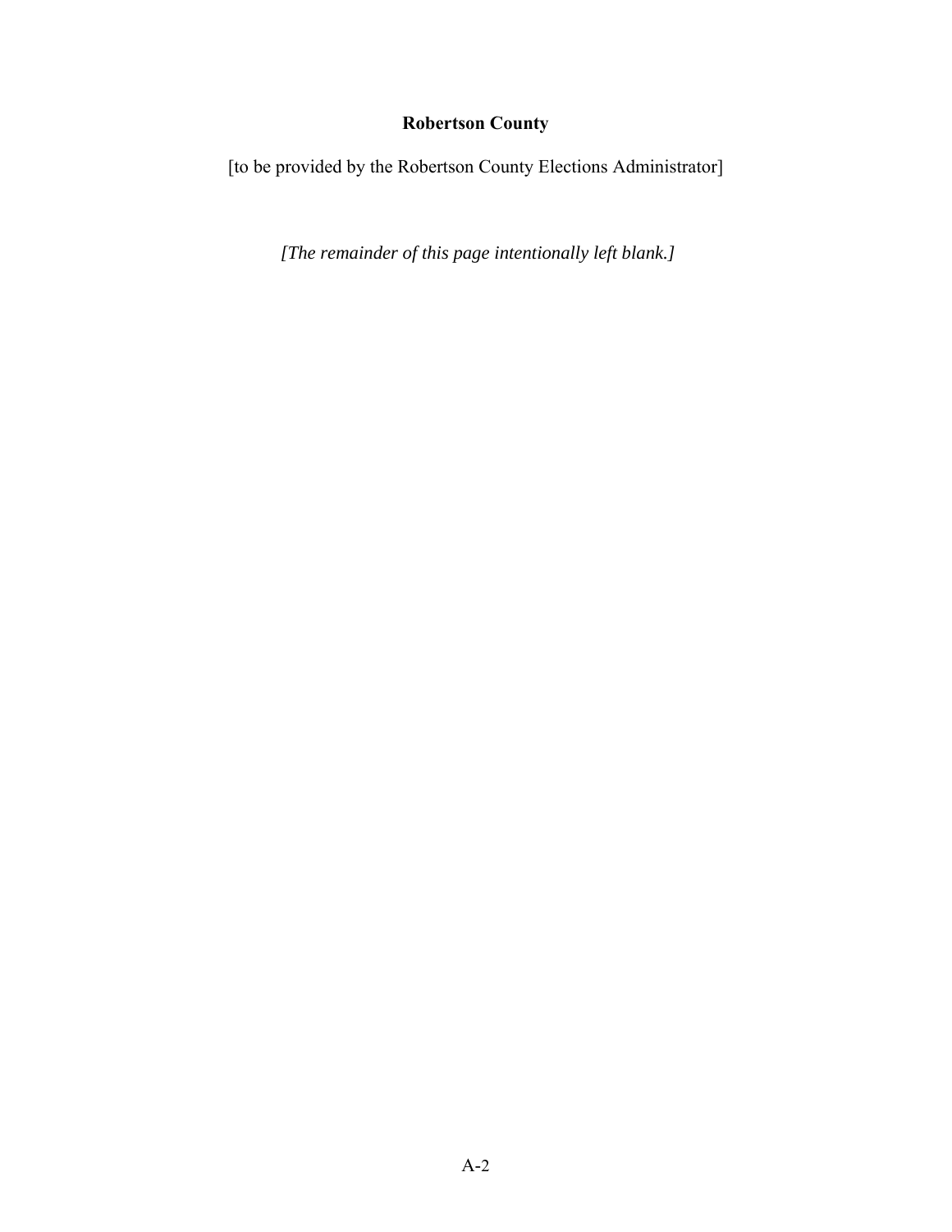**Robertson County**

[to be provided by the Robertson County Elections Administrator]

*[The remainder of this page intentionally left blank.]*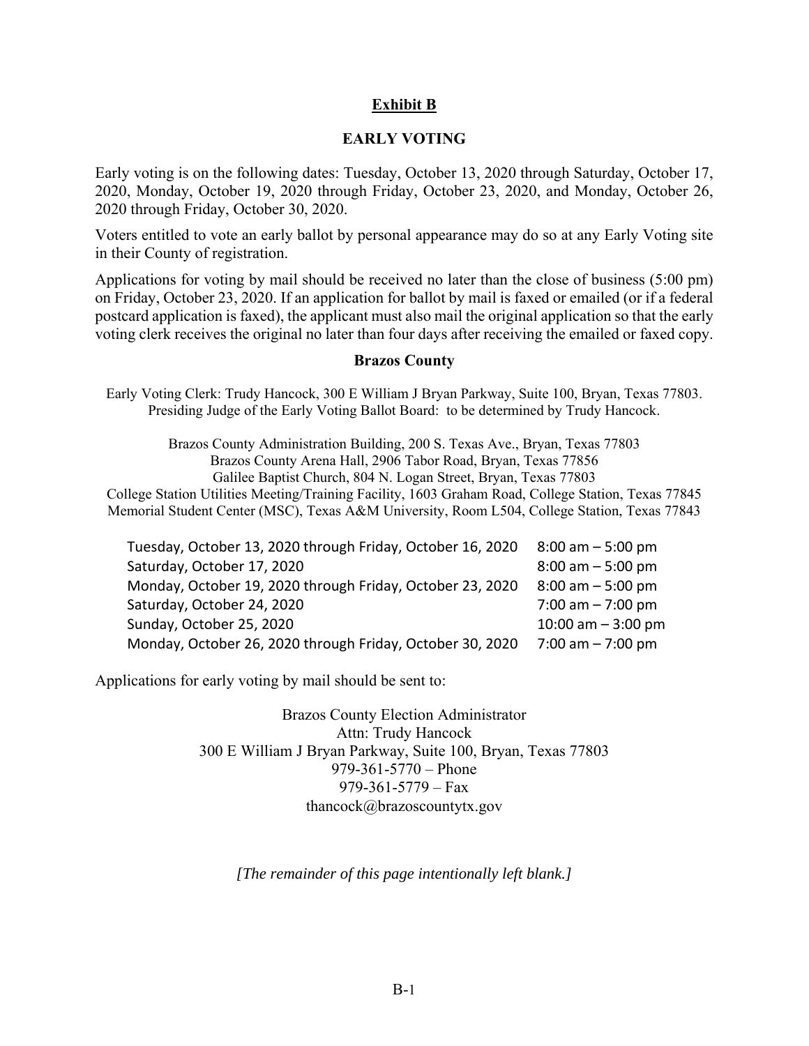## Exhibit B

## EARLY VOTING

Early voting is on the following dates: Tuesday, October 13, 2020 through Saturday, October 17, 2020, Monday, October 19, 2020 through Friday, October 23, 2020, and Monday, October 26, 2020 through Friday, October 30, 2020.

Voters entitled to vote an early ballot by personal appearance may do so at any Early Voting site in their County of registration.

Applications for voting by mail should be received no later than the close of business (5:00 pm) on Friday, October 23, 2020. If an application for ballot by mail is faxed or emailed (or if a federal postcard application is faxed), the applicant must also mail the original application so that the early voting clerk receives the original no later than four days after receiving the emailed or faxed copy.

### Brazos County

Early Voting Clerk: Trudy Hancock, 300 E William J Bryan Parkway, Suite 100, Bryan, Texas 77803.
Presiding Judge of the Early Voting Ballot Board: to be determined by Trudy Hancock.

Brazos County Administration Building, 200 S. Texas Ave., Bryan, Texas 77803
Brazos County Arena Hall, 2906 Tabor Road, Bryan, Texas 77856
Galilee Baptist Church, 804 N. Logan Street, Bryan, Texas 77803
College Station Utilities Meeting/Training Facility, 1603 Graham Road, College Station, Texas 77845
Memorial Student Center (MSC), Texas A&M University, Room L504, College Station, Texas 77843

| | |
|---|---|
| Tuesday, October 13, 2020 through Friday, October 16, 2020 | 8:00 am – 5:00 pm |
| Saturday, October 17, 2020 | 8:00 am – 5:00 pm |
| Monday, October 19, 2020 through Friday, October 23, 2020 | 8:00 am – 5:00 pm |
| Saturday, October 24, 2020 | 7:00 am – 7:00 pm |
| Sunday, October 25, 2020 | 10:00 am – 3:00 pm |
| Monday, October 26, 2020 through Friday, October 30, 2020 | 7:00 am – 7:00 pm |

Applications for early voting by mail should be sent to:

Brazos County Election Administrator
Attn: Trudy Hancock
300 E William J Bryan Parkway, Suite 100, Bryan, Texas 77803
979-361-5770 – Phone
979-361-5779 – Fax
thancock@brazoscountytx.gov

*[The remainder of this page intentionally left blank.]*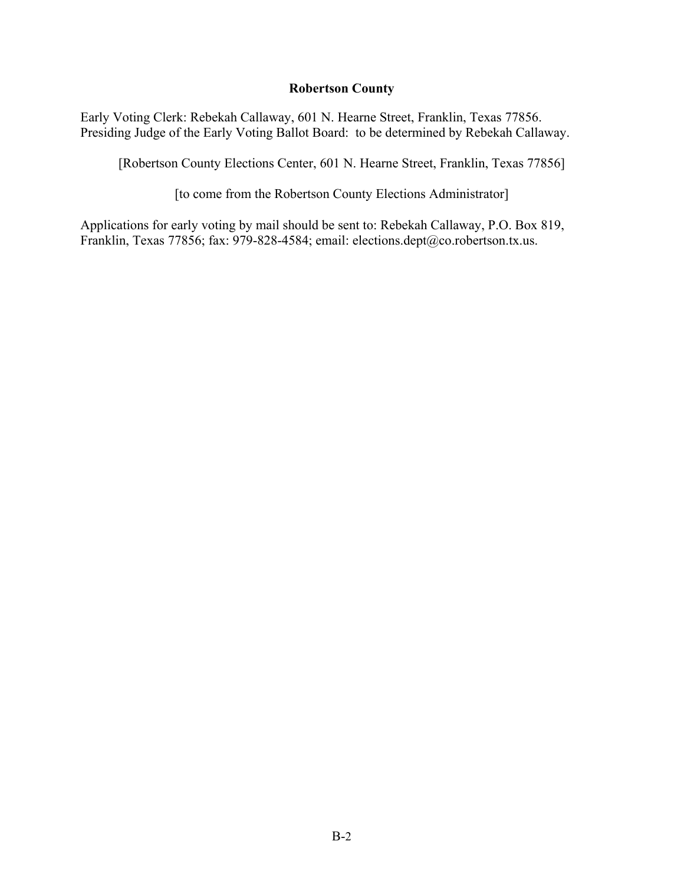**Robertson County**

Early Voting Clerk: Rebekah Callaway, 601 N. Hearne Street, Franklin, Texas 77856.
Presiding Judge of the Early Voting Ballot Board: to be determined by Rebekah Callaway.

[Robertson County Elections Center, 601 N. Hearne Street, Franklin, Texas 77856]

[to come from the Robertson County Elections Administrator]

Applications for early voting by mail should be sent to: Rebekah Callaway, P.O. Box 819, Franklin, Texas 77856; fax: 979-828-4584; email: elections.dept@co.robertson.tx.us.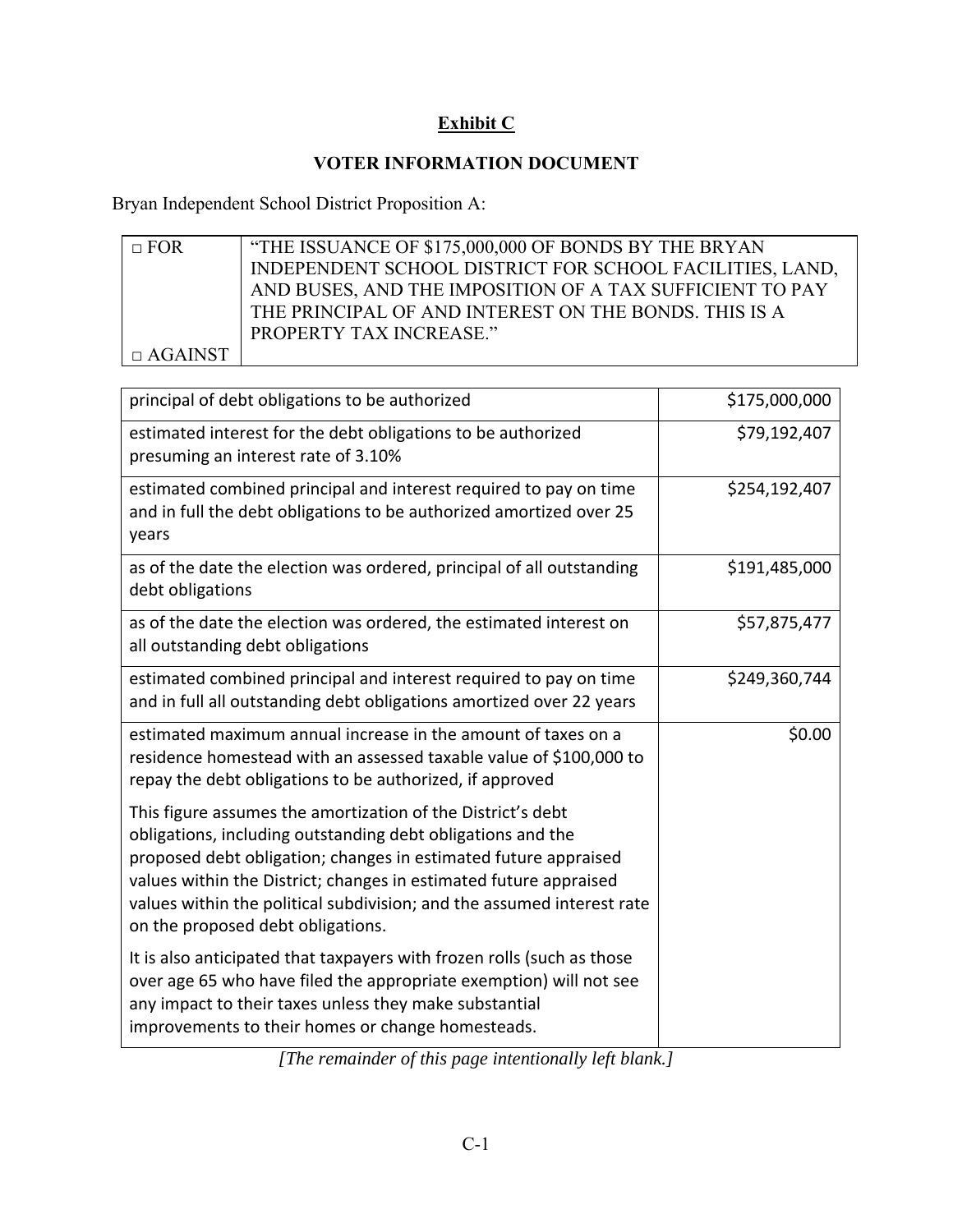**Exhibit C**

**VOTER INFORMATION DOCUMENT**

Bryan Independent School District Proposition A:

| | |
|---|---|
| □ FOR<br><br>□ AGAINST | "THE ISSUANCE OF $175,000,000 OF BONDS BY THE BRYAN INDEPENDENT SCHOOL DISTRICT FOR SCHOOL FACILITIES, LAND, AND BUSES, AND THE IMPOSITION OF A TAX SUFFICIENT TO PAY THE PRINCIPAL OF AND INTEREST ON THE BONDS. THIS IS A PROPERTY TAX INCREASE." |

| | |
|---|---|
| principal of debt obligations to be authorized | $175,000,000 |
| estimated interest for the debt obligations to be authorized presuming an interest rate of 3.10% | $79,192,407 |
| estimated combined principal and interest required to pay on time and in full the debt obligations to be authorized amortized over 25 years | $254,192,407 |
| as of the date the election was ordered, principal of all outstanding debt obligations | $191,485,000 |
| as of the date the election was ordered, the estimated interest on all outstanding debt obligations | $57,875,477 |
| estimated combined principal and interest required to pay on time and in full all outstanding debt obligations amortized over 22 years | $249,360,744 |
| estimated maximum annual increase in the amount of taxes on a residence homestead with an assessed taxable value of $100,000 to repay the debt obligations to be authorized, if approved<br><br>This figure assumes the amortization of the District's debt obligations, including outstanding debt obligations and the proposed debt obligation; changes in estimated future appraised values within the District; changes in estimated future appraised values within the political subdivision; and the assumed interest rate on the proposed debt obligations.<br><br>It is also anticipated that taxpayers with frozen rolls (such as those over age 65 who have filed the appropriate exemption) will not see any impact to their taxes unless they make substantial improvements to their homes or change homesteads. | $0.00 |

*[The remainder of this page intentionally left blank.]*